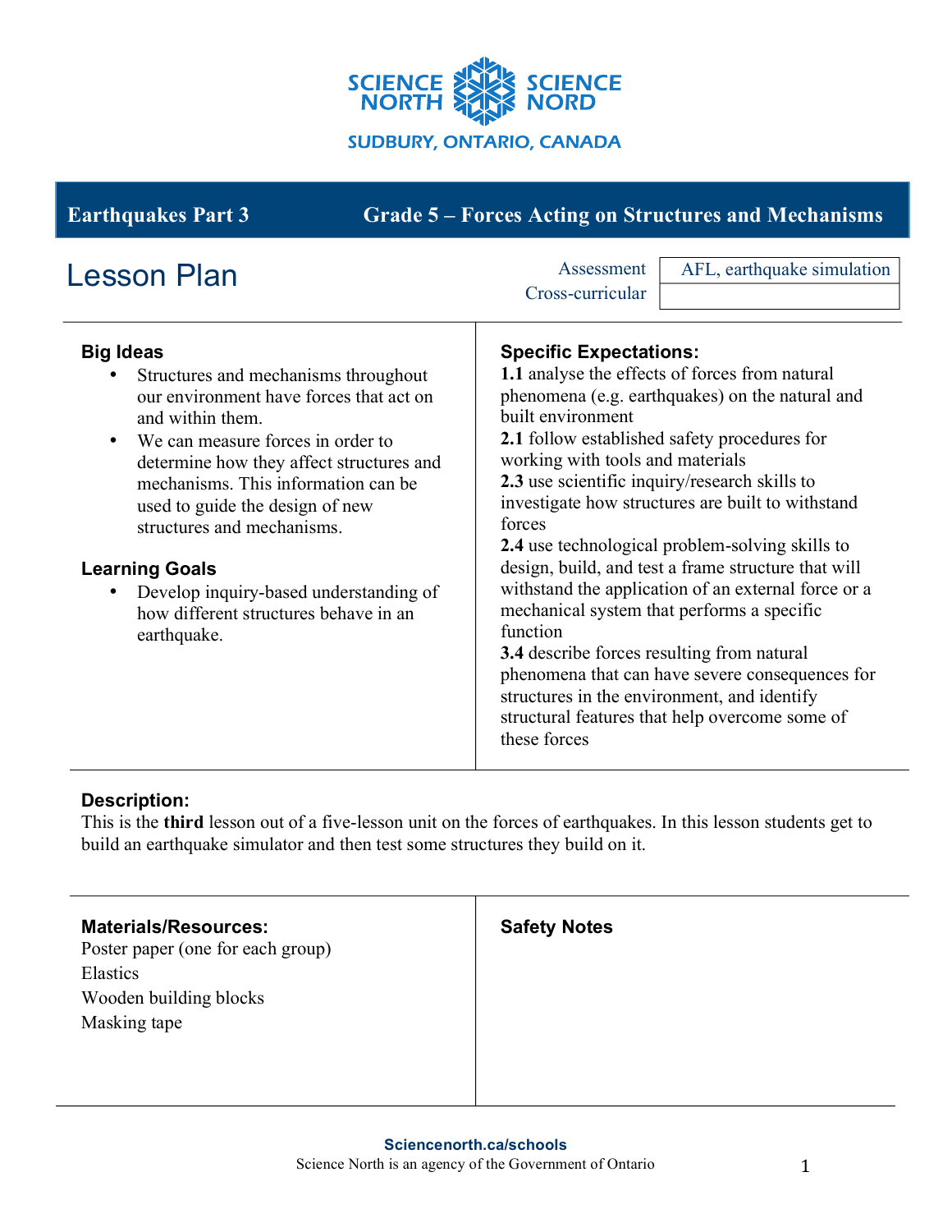SCIENCE NORTH SCIENCE NORD

SUDBURY, ONTARIO, CANADA

**Earthquakes Part 3** | **Grade 5 – Forces Acting on Structures and Mechanisms**

# Lesson Plan

| | |
|---|---|
| Assessment | AFL, earthquake simulation |
| Cross-curricular | |

## Big Ideas

- Structures and mechanisms throughout our environment have forces that act on and within them.
- We can measure forces in order to determine how they affect structures and mechanisms. This information can be used to guide the design of new structures and mechanisms.

## Learning Goals

- Develop inquiry-based understanding of how different structures behave in an earthquake.

## Specific Expectations:

**1.1** analyse the effects of forces from natural phenomena (e.g. earthquakes) on the natural and built environment
**2.1** follow established safety procedures for working with tools and materials
**2.3** use scientific inquiry/research skills to investigate how structures are built to withstand forces
**2.4** use technological problem-solving skills to design, build, and test a frame structure that will withstand the application of an external force or a mechanical system that performs a specific function
**3.4** describe forces resulting from natural phenomena that can have severe consequences for structures in the environment, and identify structural features that help overcome some of these forces

## Description:

This is the **third** lesson out of a five-lesson unit on the forces of earthquakes. In this lesson students get to build an earthquake simulator and then test some structures they build on it.

## Materials/Resources:

Poster paper (one for each group)
Elastics
Wooden building blocks
Masking tape

## Safety Notes

**Sciencenorth.ca/schools**
Science North is an agency of the Government of Ontario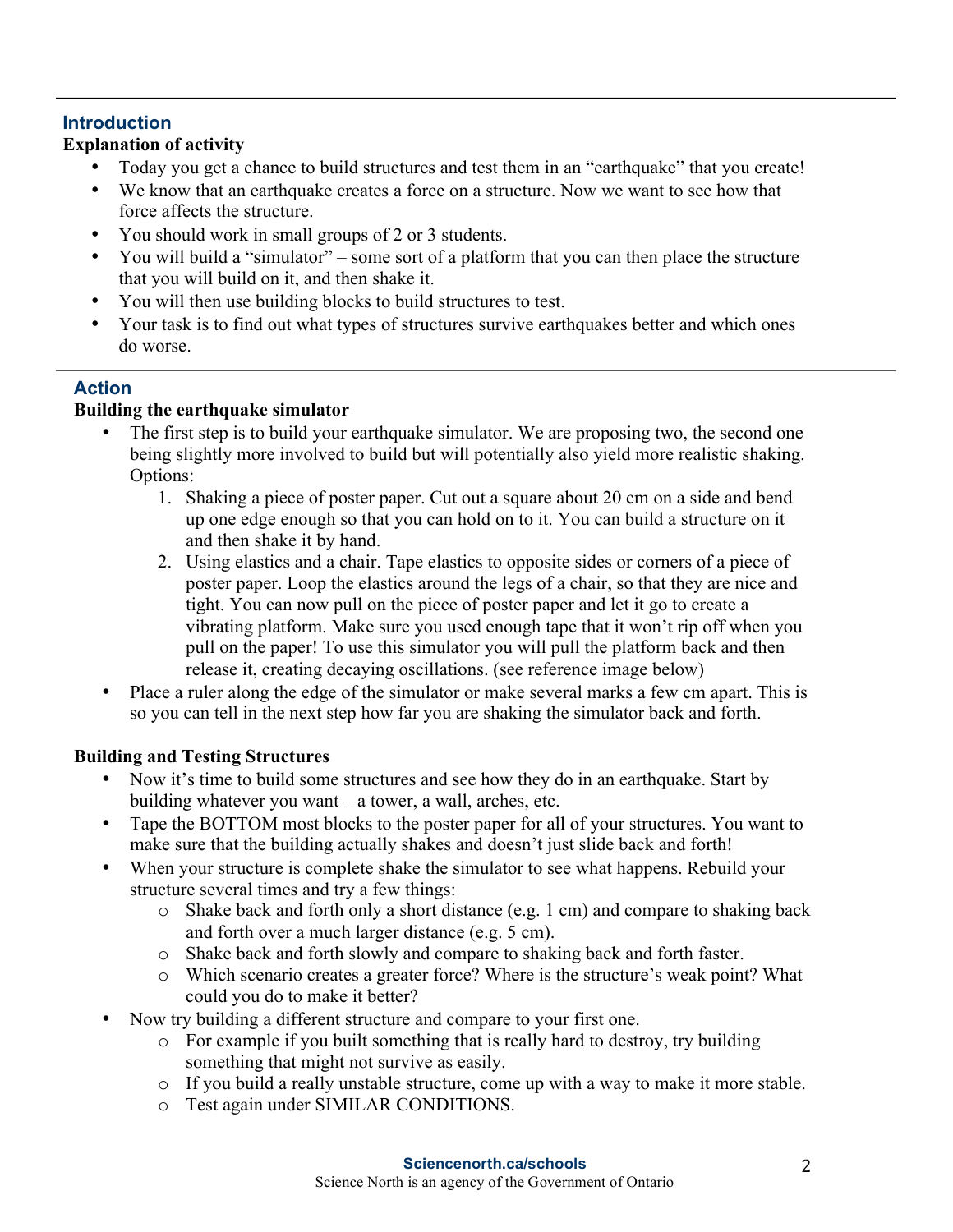## Introduction

**Explanation of activity**

- Today you get a chance to build structures and test them in an "earthquake" that you create!
- We know that an earthquake creates a force on a structure. Now we want to see how that force affects the structure.
- You should work in small groups of 2 or 3 students.
- You will build a "simulator" – some sort of a platform that you can then place the structure that you will build on it, and then shake it.
- You will then use building blocks to build structures to test.
- Your task is to find out what types of structures survive earthquakes better and which ones do worse.

## Action

**Building the earthquake simulator**

- The first step is to build your earthquake simulator. We are proposing two, the second one being slightly more involved to build but will potentially also yield more realistic shaking. Options:
    1. Shaking a piece of poster paper. Cut out a square about 20 cm on a side and bend up one edge enough so that you can hold on to it. You can build a structure on it and then shake it by hand.
    2. Using elastics and a chair. Tape elastics to opposite sides or corners of a piece of poster paper. Loop the elastics around the legs of a chair, so that they are nice and tight. You can now pull on the piece of poster paper and let it go to create a vibrating platform. Make sure you used enough tape that it won't rip off when you pull on the paper! To use this simulator you will pull the platform back and then release it, creating decaying oscillations. (see reference image below)
- Place a ruler along the edge of the simulator or make several marks a few cm apart. This is so you can tell in the next step how far you are shaking the simulator back and forth.

**Building and Testing Structures**

- Now it's time to build some structures and see how they do in an earthquake. Start by building whatever you want – a tower, a wall, arches, etc.
- Tape the BOTTOM most blocks to the poster paper for all of your structures. You want to make sure that the building actually shakes and doesn't just slide back and forth!
- When your structure is complete shake the simulator to see what happens. Rebuild your structure several times and try a few things:
    - Shake back and forth only a short distance (e.g. 1 cm) and compare to shaking back and forth over a much larger distance (e.g. 5 cm).
    - Shake back and forth slowly and compare to shaking back and forth faster.
    - Which scenario creates a greater force? Where is the structure's weak point? What could you do to make it better?
- Now try building a different structure and compare to your first one.
    - For example if you built something that is really hard to destroy, try building something that might not survive as easily.
    - If you build a really unstable structure, come up with a way to make it more stable.
    - Test again under SIMILAR CONDITIONS.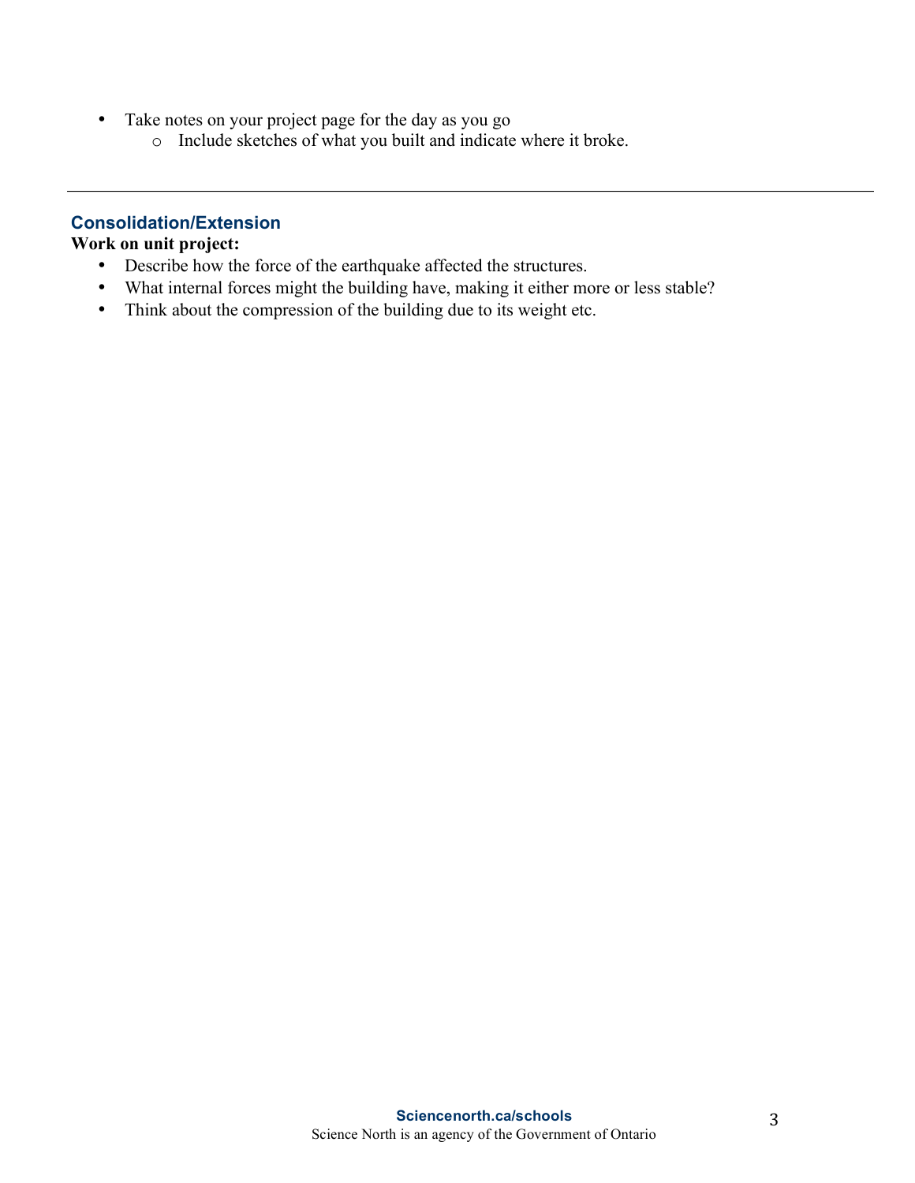- Take notes on your project page for the day as you go
  - Include sketches of what you built and indicate where it broke.

---

### Consolidation/Extension

**Work on unit project:**

- Describe how the force of the earthquake affected the structures.
- What internal forces might the building have, making it either more or less stable?
- Think about the compression of the building due to its weight etc.